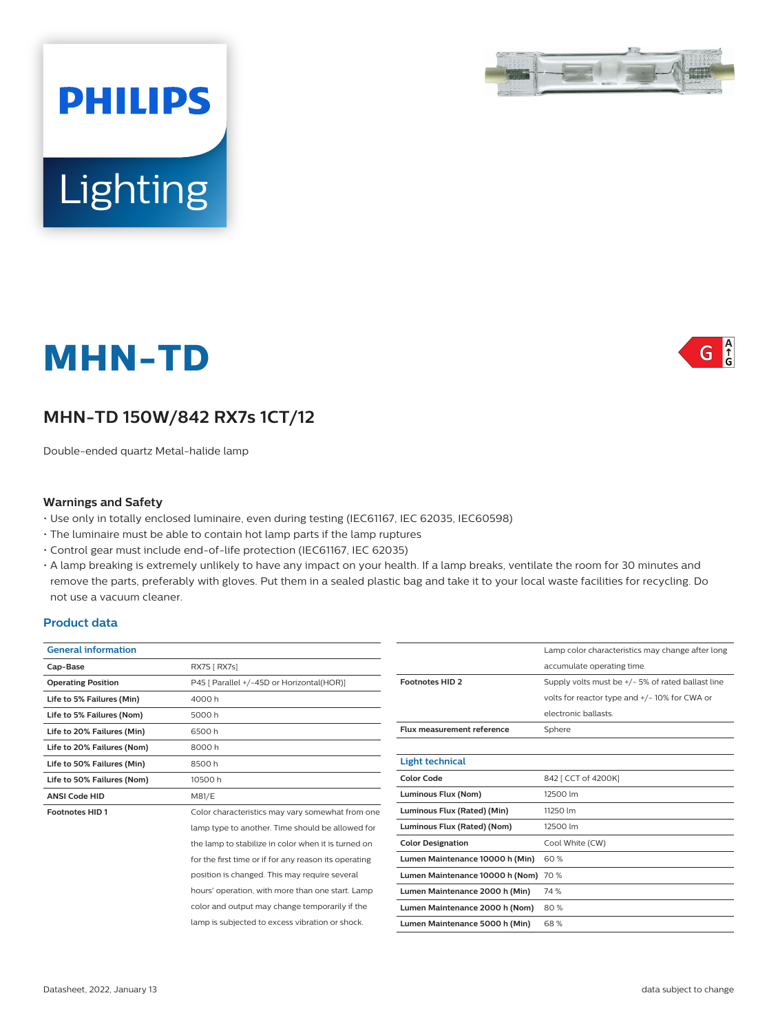PHILIPS Lighting

# MHN-TD

G A↑G

## MHN-TD 150W/842 RX7s 1CT/12

Double-ended quartz Metal-halide lamp

### Warnings and Safety

- Use only in totally enclosed luminaire, even during testing (IEC61167, IEC 62035, IEC60598)
- The luminaire must be able to contain hot lamp parts if the lamp ruptures
- Control gear must include end-of-life protection (IEC61167, IEC 62035)
- A lamp breaking is extremely unlikely to have any impact on your health. If a lamp breaks, ventilate the room for 30 minutes and remove the parts, preferably with gloves. Put them in a sealed plastic bag and take it to your local waste facilities for recycling. Do not use a vacuum cleaner.

### Product data

| General information | |
|---|---|
| **Cap-Base** | RX7S [ RX7s] |
| **Operating Position** | P45 [ Parallel +/-45D or Horizontal(HOR)] |
| **Life to 5% Failures (Min)** | 4000 h |
| **Life to 5% Failures (Nom)** | 5000 h |
| **Life to 20% Failures (Min)** | 6500 h |
| **Life to 20% Failures (Nom)** | 8000 h |
| **Life to 50% Failures (Min)** | 8500 h |
| **Life to 50% Failures (Nom)** | 10500 h |
| **ANSI Code HID** | M81/E |
| **Footnotes HID 1** | Color characteristics may vary somewhat from one lamp type to another. Time should be allowed for the lamp to stabilize in color when it is turned on for the first time or if for any reason its operating position is changed. This may require several hours' operation, with more than one start. Lamp color and output may change temporarily if the lamp is subjected to excess vibration or shock. Lamp color characteristics may change after long accumulate operating time. |
| **Footnotes HID 2** | Supply volts must be +/- 5% of rated ballast line volts for reactor type and +/- 10% for CWA or electronic ballasts. |
| **Flux measurement reference** | Sphere |

| Light technical | |
|---|---|
| **Color Code** | 842 [ CCT of 4200K] |
| **Luminous Flux (Nom)** | 12500 lm |
| **Luminous Flux (Rated) (Min)** | 11250 lm |
| **Luminous Flux (Rated) (Nom)** | 12500 lm |
| **Color Designation** | Cool White (CW) |
| **Lumen Maintenance 10000 h (Min)** | 60 % |
| **Lumen Maintenance 10000 h (Nom)** | 70 % |
| **Lumen Maintenance 2000 h (Min)** | 74 % |
| **Lumen Maintenance 2000 h (Nom)** | 80 % |
| **Lumen Maintenance 5000 h (Min)** | 68 % |

Datasheet, 2022, January 13 — data subject to change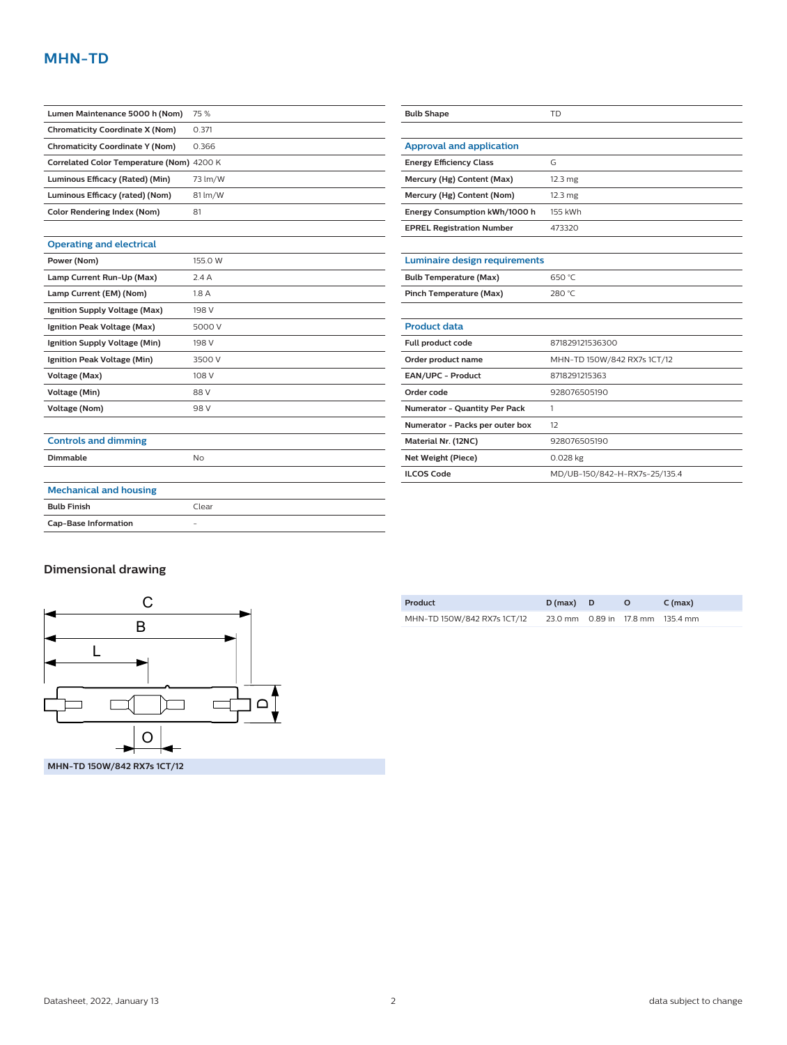# MHN-TD

| | |
|---|---|
| Lumen Maintenance 5000 h (Nom) | 75 % |
| Chromaticity Coordinate X (Nom) | 0.371 |
| Chromaticity Coordinate Y (Nom) | 0.366 |
| Correlated Color Temperature (Nom) | 4200 K |
| Luminous Efficacy (Rated) (Min) | 73 lm/W |
| Luminous Efficacy (rated) (Nom) | 81 lm/W |
| Color Rendering Index (Nom) | 81 |

## Operating and electrical

| | |
|---|---|
| Power (Nom) | 155.0 W |
| Lamp Current Run-Up (Max) | 2.4 A |
| Lamp Current (EM) (Nom) | 1.8 A |
| Ignition Supply Voltage (Max) | 198 V |
| Ignition Peak Voltage (Max) | 5000 V |
| Ignition Supply Voltage (Min) | 198 V |
| Ignition Peak Voltage (Min) | 3500 V |
| Voltage (Max) | 108 V |
| Voltage (Min) | 88 V |
| Voltage (Nom) | 98 V |

## Controls and dimming

| | |
|---|---|
| Dimmable | No |

## Mechanical and housing

| | |
|---|---|
| Bulb Finish | Clear |
| Cap-Base Information | - |
| Bulb Shape | TD |

## Approval and application

| | |
|---|---|
| Energy Efficiency Class | G |
| Mercury (Hg) Content (Max) | 12.3 mg |
| Mercury (Hg) Content (Nom) | 12.3 mg |
| Energy Consumption kWh/1000 h | 155 kWh |
| EPREL Registration Number | 473320 |

## Luminaire design requirements

| | |
|---|---|
| Bulb Temperature (Max) | 650 °C |
| Pinch Temperature (Max) | 280 °C |

## Product data

| | |
|---|---|
| Full product code | 871829121536300 |
| Order product name | MHN-TD 150W/842 RX7s 1CT/12 |
| EAN/UPC - Product | 8718291215363 |
| Order code | 928076505190 |
| Numerator - Quantity Per Pack | 1 |
| Numerator - Packs per outer box | 12 |
| Material Nr. (12NC) | 928076505190 |
| Net Weight (Piece) | 0.028 kg |
| ILCOS Code | MD/UB-150/842-H-RX7s-25/135.4 |

## Dimensional drawing

C

B

L

D

O

MHN-TD 150W/842 RX7s 1CT/12

| Product | D (max) | D | O | C (max) |
|---|---|---|---|---|
| MHN-TD 150W/842 RX7s 1CT/12 | 23.0 mm | 0.89 in | 17.8 mm | 135.4 mm |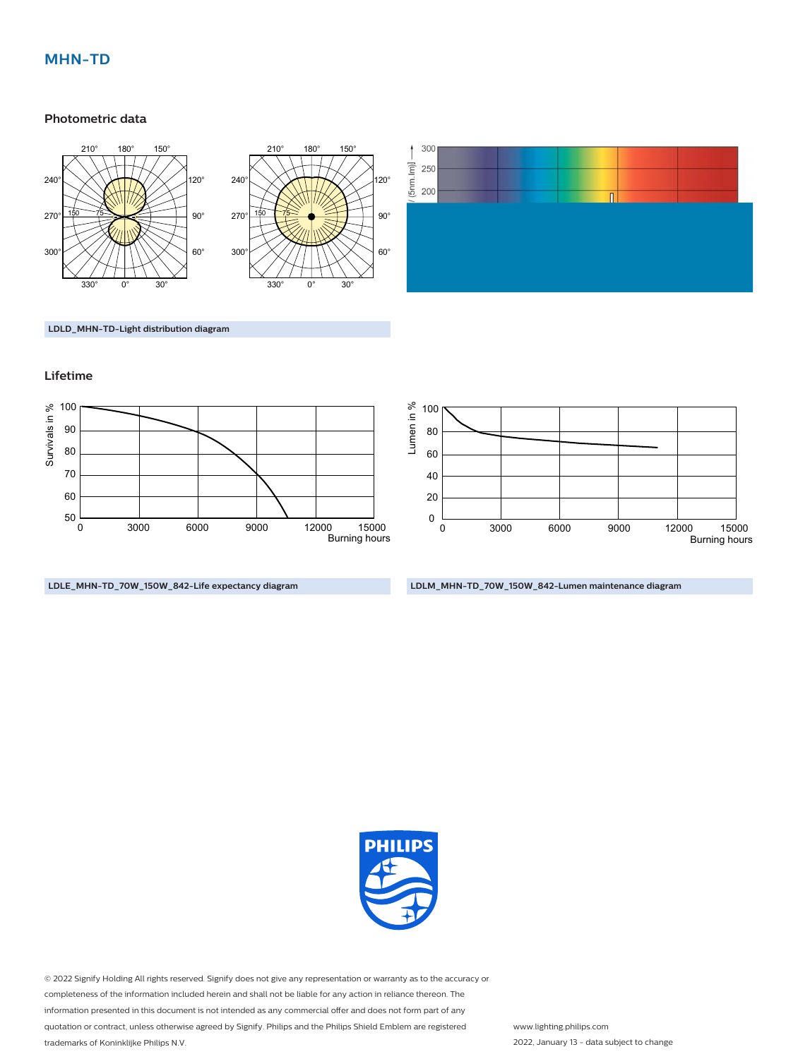## MHN-TD

### Photometric data

210° 180° 150°
240° 120°
270° 150 75 90°
300° 60°
330° 0° 30°

210° 180° 150°
240° 120°
270° 150 75 90°
300° 60°
330° 0° 30°

300
250
200
/ (5nm.lm)]

LDLD_MHN-TD-Light distribution diagram

### Lifetime

Survivals in %
100
90
80
70
60
50
0 3000 6000 9000 12000 15000
Burning hours

Lumen in %
100
80
60
40
20
0
0 3000 6000 9000 12000 15000
Burning hours

LDLE_MHN-TD_70W_150W_842-Life expectancy diagram

LDLM_MHN-TD_70W_150W_842-Lumen maintenance diagram

PHILIPS

© 2022 Signify Holding All rights reserved. Signify does not give any representation or warranty as to the accuracy or completeness of the information included herein and shall not be liable for any action in reliance thereon. The information presented in this document is not intended as any commercial offer and does not form part of any quotation or contract, unless otherwise agreed by Signify. Philips and the Philips Shield Emblem are registered trademarks of Koninklijke Philips N.V.

www.lighting.philips.com
2022, January 13 - data subject to change